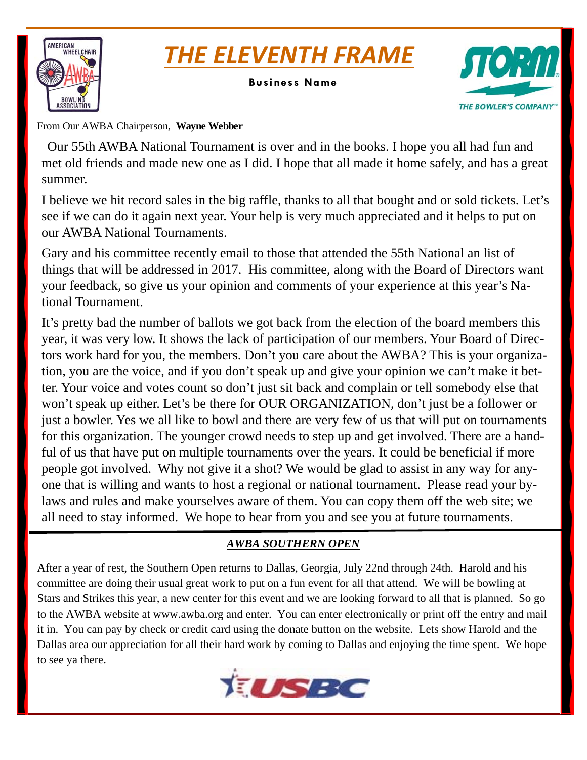# THE ELEVENTH FRAME

**Business Name**

From Our AWBA Chairperson, **Wayne Webber**

Our 55th AWBA National Tournament is over and in the books. I hope you all had fun and met old friends and made new one as I did. I hope that all made it home safely, and has a great summer.

I believe we hit record sales in the big raffle, thanks to all that bought and or sold tickets. Let's see if we can do it again next year. Your help is very much appreciated and it helps to put on our AWBA National Tournaments.

Gary and his committee recently email to those that attended the 55th National an list of things that will be addressed in 2017. His committee, along with the Board of Directors want your feedback, so give us your opinion and comments of your experience at this year's National Tournament.

It's pretty bad the number of ballots we got back from the election of the board members this year, it was very low. It shows the lack of participation of our members. Your Board of Directors work hard for you, the members. Don't you care about the AWBA? This is your organization, you are the voice, and if you don't speak up and give your opinion we can't make it better. Your voice and votes count so don't just sit back and complain or tell somebody else that won't speak up either. Let's be there for OUR ORGANIZATION, don't just be a follower or just a bowler. Yes we all like to bowl and there are very few of us that will put on tournaments for this organization. The younger crowd needs to step up and get involved. There are a handful of us that have put on multiple tournaments over the years. It could be beneficial if more people got involved. Why not give it a shot? We would be glad to assist in any way for anyone that is willing and wants to host a regional or national tournament. Please read your bylaws and rules and make yourselves aware of them. You can copy them off the web site; we all need to stay informed. We hope to hear from you and see you at future tournaments.

## *AWBA SOUTHERN OPEN*

After a year of rest, the Southern Open returns to Dallas, Georgia, July 22nd through 24th. Harold and his committee are doing their usual great work to put on a fun event for all that attend. We will be bowling at Stars and Strikes this year, a new center for this event and we are looking forward to all that is planned. So go to the AWBA website at www.awba.org and enter. You can enter electronically or print off the entry and mail it in. You can pay by check or credit card using the donate button on the website. Lets show Harold and the Dallas area our appreciation for all their hard work by coming to Dallas and enjoying the time spent. We hope to see ya there.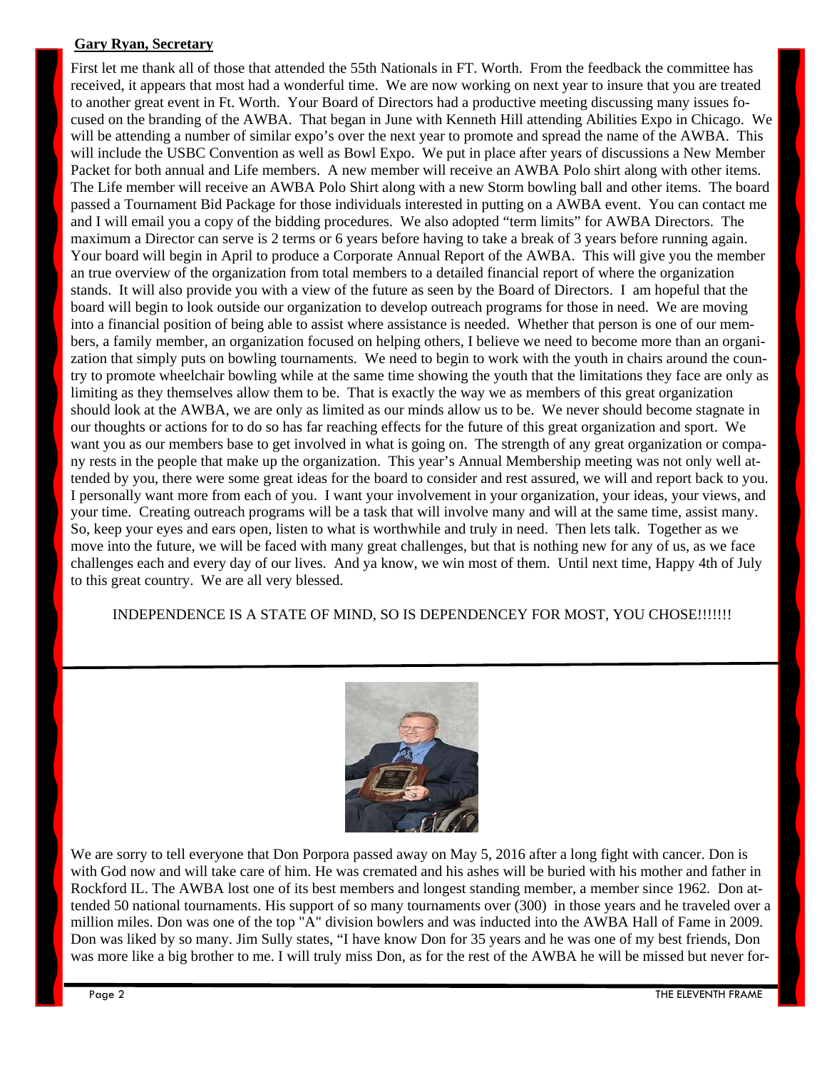**Gary Ryan, Secretary**

First let me thank all of those that attended the 55th Nationals in FT. Worth. From the feedback the committee has received, it appears that most had a wonderful time. We are now working on next year to insure that you are treated to another great event in Ft. Worth. Your Board of Directors had a productive meeting discussing many issues focused on the branding of the AWBA. That began in June with Kenneth Hill attending Abilities Expo in Chicago. We will be attending a number of similar expo's over the next year to promote and spread the name of the AWBA. This will include the USBC Convention as well as Bowl Expo. We put in place after years of discussions a New Member Packet for both annual and Life members. A new member will receive an AWBA Polo shirt along with other items. The Life member will receive an AWBA Polo Shirt along with a new Storm bowling ball and other items. The board passed a Tournament Bid Package for those individuals interested in putting on a AWBA event. You can contact me and I will email you a copy of the bidding procedures. We also adopted "term limits" for AWBA Directors. The maximum a Director can serve is 2 terms or 6 years before having to take a break of 3 years before running again. Your board will begin in April to produce a Corporate Annual Report of the AWBA. This will give you the member an true overview of the organization from total members to a detailed financial report of where the organization stands. It will also provide you with a view of the future as seen by the Board of Directors. I am hopeful that the board will begin to look outside our organization to develop outreach programs for those in need. We are moving into a financial position of being able to assist where assistance is needed. Whether that person is one of our members, a family member, an organization focused on helping others, I believe we need to become more than an organization that simply puts on bowling tournaments. We need to begin to work with the youth in chairs around the country to promote wheelchair bowling while at the same time showing the youth that the limitations they face are only as limiting as they themselves allow them to be. That is exactly the way we as members of this great organization should look at the AWBA, we are only as limited as our minds allow us to be. We never should become stagnate in our thoughts or actions for to do so has far reaching effects for the future of this great organization and sport. We want you as our members base to get involved in what is going on. The strength of any great organization or company rests in the people that make up the organization. This year's Annual Membership meeting was not only well attended by you, there were some great ideas for the board to consider and rest assured, we will and report back to you. I personally want more from each of you. I want your involvement in your organization, your ideas, your views, and your time. Creating outreach programs will be a task that will involve many and will at the same time, assist many. So, keep your eyes and ears open, listen to what is worthwhile and truly in need. Then lets talk. Together as we move into the future, we will be faced with many great challenges, but that is nothing new for any of us, as we face challenges each and every day of our lives. And ya know, we win most of them. Until next time, Happy 4th of July to this great country. We are all very blessed.

INDEPENDENCE IS A STATE OF MIND, SO IS DEPENDENCEY FOR MOST, YOU CHOSE!!!!!!!

---

We are sorry to tell everyone that Don Porpora passed away on May 5, 2016 after a long fight with cancer. Don is with God now and will take care of him. He was cremated and his ashes will be buried with his mother and father in Rockford IL. The AWBA lost one of its best members and longest standing member, a member since 1962. Don attended 50 national tournaments. His support of so many tournaments over (300) in those years and he traveled over a million miles. Don was one of the top "A" division bowlers and was inducted into the AWBA Hall of Fame in 2009. Don was liked by so many. Jim Sully states, "I have know Don for 35 years and he was one of my best friends, Don was more like a big brother to me. I will truly miss Don, as for the rest of the AWBA he will be missed but never for-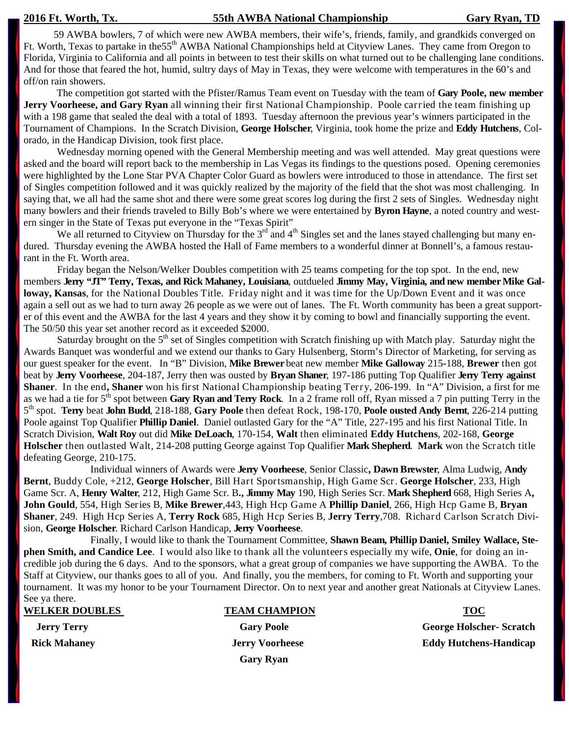**2016 Ft. Worth, Tx. 55th AWBA National Championship Gary Ryan, TD**

59 AWBA bowlers, 7 of which were new AWBA members, their wife's, friends, family, and grandkids converged on Ft. Worth, Texas to partake in the55th AWBA National Championships held at Cityview Lanes. They came from Oregon to Florida, Virginia to California and all points in between to test their skills on what turned out to be challenging lane conditions. And for those that feared the hot, humid, sultry days of May in Texas, they were welcome with temperatures in the 60's and off/on rain showers.

The competition got started with the Pfister/Ramus Team event on Tuesday with the team of **Gary Poole, new member Jerry Voorheese, and Gary Ryan** all winning their first National Championship. Poole carried the team finishing up with a 198 game that sealed the deal with a total of 1893. Tuesday afternoon the previous year's winners participated in the Tournament of Champions. In the Scratch Division, **George Holscher**, Virginia, took home the prize and **Eddy Hutchens**, Colorado, in the Handicap Division, took first place.

Wednesday morning opened with the General Membership meeting and was well attended. May great questions were asked and the board will report back to the membership in Las Vegas its findings to the questions posed. Opening ceremonies were highlighted by the Lone Star PVA Chapter Color Guard as bowlers were introduced to those in attendance. The first set of Singles competition followed and it was quickly realized by the majority of the field that the shot was most challenging. In saying that, we all had the same shot and there were some great scores log during the first 2 sets of Singles. Wednesday night many bowlers and their friends traveled to Billy Bob's where we were entertained by **Byron Hayne**, a noted country and western singer in the State of Texas put everyone in the "Texas Spirit"

We all returned to Cityview on Thursday for the 3rd and 4th Singles set and the lanes stayed challenging but many endured. Thursday evening the AWBA hosted the Hall of Fame members to a wonderful dinner at Bonnell's, a famous restaurant in the Ft. Worth area.

Friday began the Nelson/Welker Doubles competition with 25 teams competing for the top spot. In the end, new members **Jerry "JT" Terry, Texas, and Rick Mahaney, Louisiana**, outdueled **Jimmy May, Virginia, and new member Mike Galloway, Kansas**, for the National Doubles Title. Friday night and it was time for the Up/Down Event and it was once again a sell out as we had to turn away 26 people as we were out of lanes. The Ft. Worth community has been a great supporter of this event and the AWBA for the last 4 years and they show it by coming to bowl and financially supporting the event. The 50/50 this year set another record as it exceeded $2000.

Saturday brought on the 5th set of Singles competition with Scratch finishing up with Match play. Saturday night the Awards Banquet was wonderful and we extend our thanks to Gary Hulsenberg, Storm's Director of Marketing, for serving as our guest speaker for the event. In "B" Division, **Mike Brewer** beat new member **Mike Galloway** 215-188, **Brewer** then got beat by **Jerry Voorheese**, 204-187, Jerry then was ousted by **Bryan Shaner**, 197-186 putting Top Qualifier **Jerry Terry against Shaner**. In the end**, Shaner** won his first National Championship beating Terry, 206-199. In "A" Division, a first for me as we had a tie for 5th spot between **Gary Ryan and Terry Rock**. In a 2 frame roll off, Ryan missed a 7 pin putting Terry in the 5th spot. **Terry** beat **John Budd**, 218-188, **Gary Poole** then defeat Rock, 198-170, **Poole ousted Andy Bernt**, 226-214 putting Poole against Top Qualifier **Phillip Daniel**. Daniel outlasted Gary for the "A" Title, 227-195 and his first National Title. In Scratch Division, **Walt Roy** out did **Mike DeLoach**, 170-154, **Walt** then eliminated **Eddy Hutchens**, 202-168, **George Holscher** then outlasted Walt, 214-208 putting George against Top Qualifier **Mark Shepherd**. **Mark** won the Scratch title defeating George, 210-175.

Individual winners of Awards were **Jerry Voorheese**, Senior Classic**, Dawn Brewster**, Alma Ludwig, **Andy Bernt**, Buddy Cole, +212, **George Holscher**, Bill Hart Sportsmanship, High Game Scr. **George Holscher**, 233, High Game Scr. A, **Henry Walter**, 212, High Game Scr. B**., Jimmy May** 190, High Series Scr. **Mark Shepherd** 668, High Series A**, John Gould**, 554, High Series B, **Mike Brewer**,443, High Hcp Game A **Phillip Daniel**, 266, High Hcp Game B, **Bryan Shaner**, 249. High Hcp Series A, **Terry Rock** 685, High Hcp Series B, **Jerry Terry**,708. Richard Carlson Scratch Division, **George Holscher**. Richard Carlson Handicap, **Jerry Voorheese**.

Finally, I would like to thank the Tournament Committee, **Shawn Beam, Phillip Daniel, Smiley Wallace, Stephen Smith, and Candice Lee**. I would also like to thank all the volunteers especially my wife, **Onie**, for doing an incredible job during the 6 days. And to the sponsors, what a great group of companies we have supporting the AWBA. To the Staff at Cityview, our thanks goes to all of you. And finally, you the members, for coming to Ft. Worth and supporting your tournament. It was my honor to be your Tournament Director. On to next year and another great Nationals at Cityview Lanes. See ya there.

| WELKER DOUBLES | TEAM CHAMPION | TOC |
|---|---|---|
| **Jerry Terry** | **Gary Poole** | **George Holscher- Scratch** |
| **Rick Mahaney** | **Jerry Voorheese** | **Eddy Hutchens-Handicap** |
| | **Gary Ryan** | |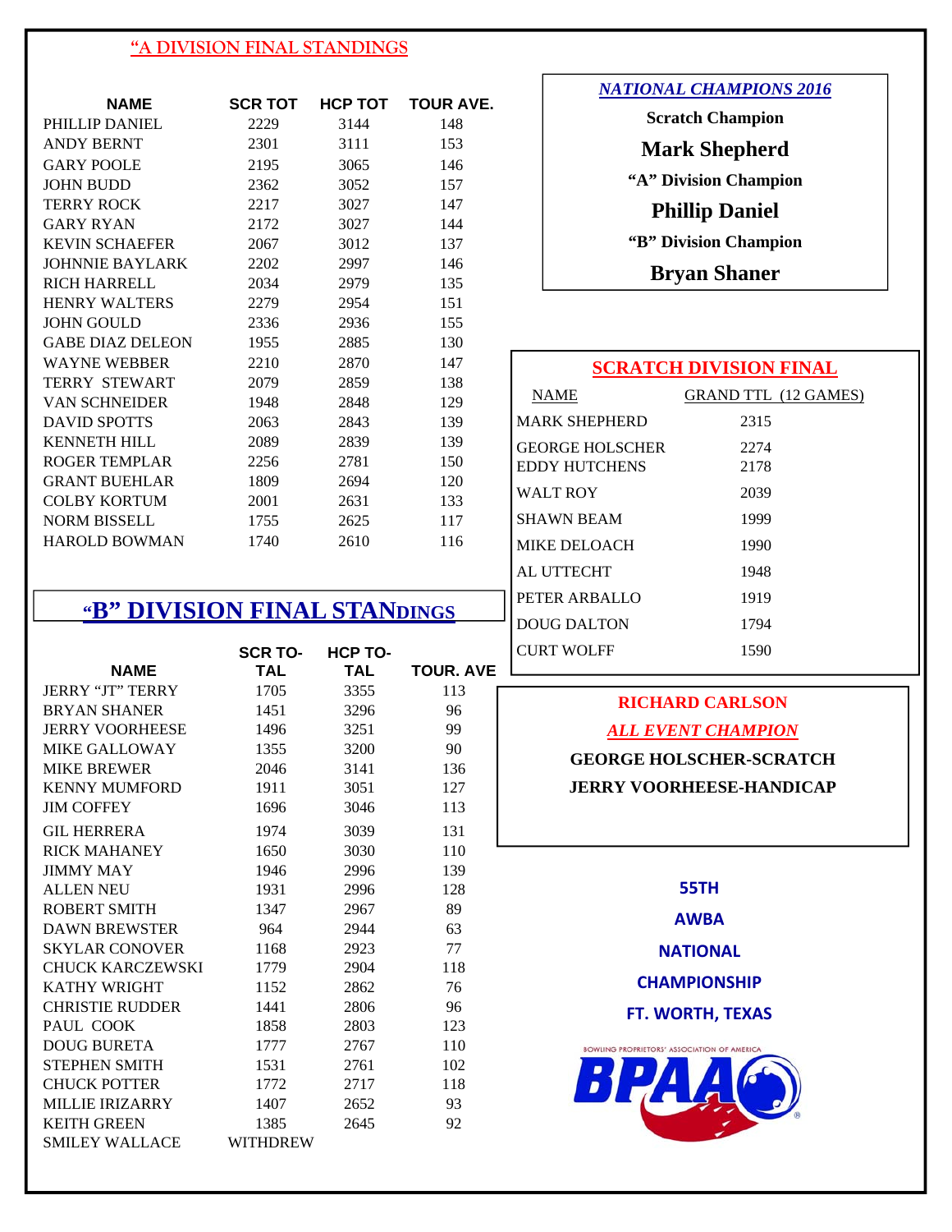## "A DIVISION FINAL STANDINGS

| NAME | SCR TOT | HCP TOT | TOUR AVE. |
|---|---|---|---|
| PHILLIP DANIEL | 2229 | 3144 | 148 |
| ANDY BERNT | 2301 | 3111 | 153 |
| GARY POOLE | 2195 | 3065 | 146 |
| JOHN BUDD | 2362 | 3052 | 157 |
| TERRY ROCK | 2217 | 3027 | 147 |
| GARY RYAN | 2172 | 3027 | 144 |
| KEVIN SCHAEFER | 2067 | 3012 | 137 |
| JOHNNIE BAYLARK | 2202 | 2997 | 146 |
| RICH HARRELL | 2034 | 2979 | 135 |
| HENRY WALTERS | 2279 | 2954 | 151 |
| JOHN GOULD | 2336 | 2936 | 155 |
| GABE DIAZ DELEON | 1955 | 2885 | 130 |
| WAYNE WEBBER | 2210 | 2870 | 147 |
| TERRY STEWART | 2079 | 2859 | 138 |
| VAN SCHNEIDER | 1948 | 2848 | 129 |
| DAVID SPOTTS | 2063 | 2843 | 139 |
| KENNETH HILL | 2089 | 2839 | 139 |
| ROGER TEMPLAR | 2256 | 2781 | 150 |
| GRANT BUEHLAR | 1809 | 2694 | 120 |
| COLBY KORTUM | 2001 | 2631 | 133 |
| NORM BISSELL | 1755 | 2625 | 117 |
| HAROLD BOWMAN | 1740 | 2610 | 116 |

## "B" DIVISION FINAL STANDINGS

| NAME | SCR TOTAL | HCP TOTAL | TOUR. AVE |
|---|---|---|---|
| JERRY "JT" TERRY | 1705 | 3355 | 113 |
| BRYAN SHANER | 1451 | 3296 | 96 |
| JERRY VOORHEESE | 1496 | 3251 | 99 |
| MIKE GALLOWAY | 1355 | 3200 | 90 |
| MIKE BREWER | 2046 | 3141 | 136 |
| KENNY MUMFORD | 1911 | 3051 | 127 |
| JIM COFFEY | 1696 | 3046 | 113 |
| GIL HERRERA | 1974 | 3039 | 131 |
| RICK MAHANEY | 1650 | 3030 | 110 |
| JIMMY MAY | 1946 | 2996 | 139 |
| ALLEN NEU | 1931 | 2996 | 128 |
| ROBERT SMITH | 1347 | 2967 | 89 |
| DAWN BREWSTER | 964 | 2944 | 63 |
| SKYLAR CONOVER | 1168 | 2923 | 77 |
| CHUCK KARCZEWSKI | 1779 | 2904 | 118 |
| KATHY WRIGHT | 1152 | 2862 | 76 |
| CHRISTIE RUDDER | 1441 | 2806 | 96 |
| PAUL COOK | 1858 | 2803 | 123 |
| DOUG BURETA | 1777 | 2767 | 110 |
| STEPHEN SMITH | 1531 | 2761 | 102 |
| CHUCK POTTER | 1772 | 2717 | 118 |
| MILLIE IRIZARRY | 1407 | 2652 | 93 |
| KEITH GREEN | 1385 | 2645 | 92 |
| SMILEY WALLACE | WITHDREW | | |

## *NATIONAL CHAMPIONS 2016*

**Scratch Champion**

**Mark Shepherd**

**"A" Division Champion**

**Phillip Daniel**

**"B" Division Champion**

**Bryan Shaner**

## SCRATCH DIVISION FINAL

| NAME | GRAND TTL (12 GAMES) |
|---|---|
| MARK SHEPHERD | 2315 |
| GEORGE HOLSCHER | 2274 |
| EDDY HUTCHENS | 2178 |
| WALT ROY | 2039 |
| SHAWN BEAM | 1999 |
| MIKE DELOACH | 1990 |
| AL UTTECHT | 1948 |
| PETER ARBALLO | 1919 |
| DOUG DALTON | 1794 |
| CURT WOLFF | 1590 |

**RICHARD CARLSON**

***ALL EVENT CHAMPION***

**GEORGE HOLSCHER-SCRATCH**

**JERRY VOORHEESE-HANDICAP**

**55TH**

**AWBA**

**NATIONAL**

**CHAMPIONSHIP**

**FT. WORTH, TEXAS**

BOWLING PROPRIETORS' ASSOCIATION OF AMERICA

BPAA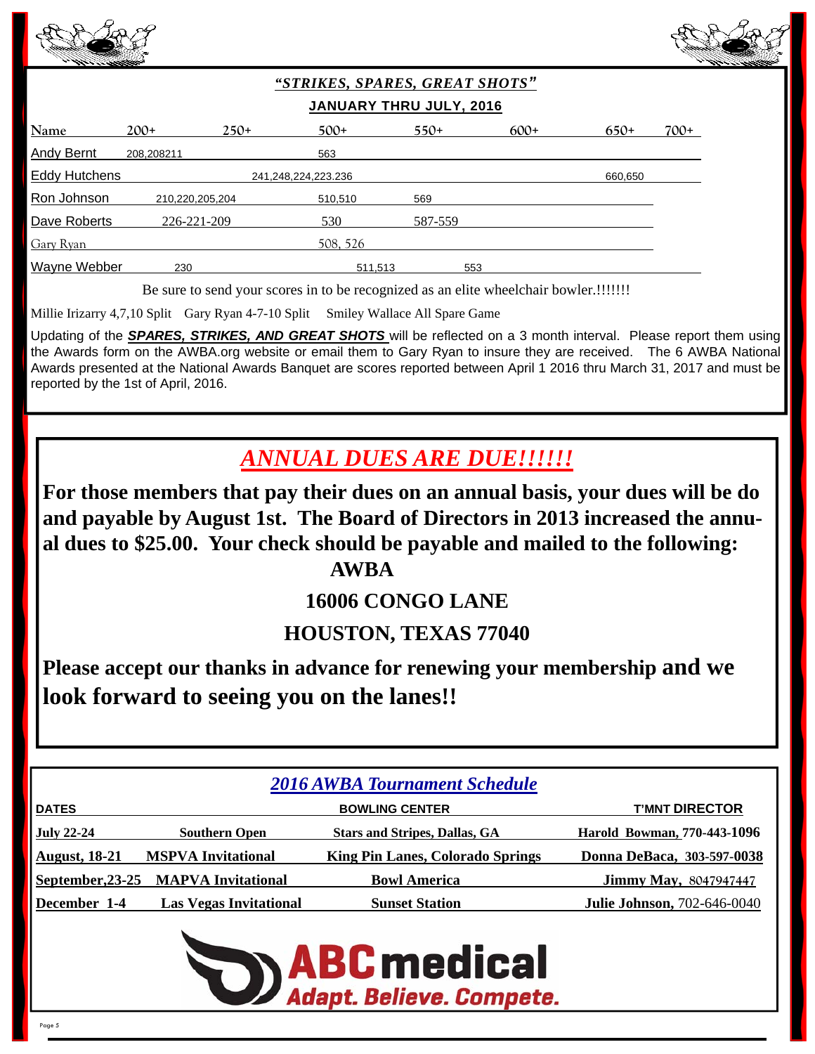## *"STRIKES, SPARES, GREAT SHOTS"*

### JANUARY THRU JULY, 2016

| Name | 200+ | 250+ | 500+ | 550+ | 600+ | 650+ | 700+ |
|---|---|---|---|---|---|---|---|
| Andy Bernt | 208,208211 | | 563 | | | | |
| Eddy Hutchens | | | 241,248,224,223.236 | | | 660,650 | |
| Ron Johnson | 210,220,205,204 | | 510,510 | 569 | | | |
| Dave Roberts | 226-221-209 | | 530 | 587-559 | | | |
| Gary Ryan | | | 508, 526 | | | | |
| Wayne Webber | 230 | | 511,513 | 553 | | | |

Be sure to send your scores in to be recognized as an elite wheelchair bowler.!!!!!!!

Millie Irizarry 4,7,10 Split Gary Ryan 4-7-10 Split Smiley Wallace All Spare Game

Updating of the ***SPARES, STRIKES, AND GREAT SHOTS*** will be reflected on a 3 month interval. Please report them using the Awards form on the AWBA.org website or email them to Gary Ryan to insure they are received. The 6 AWBA National Awards presented at the National Awards Banquet are scores reported between April 1 2016 thru March 31, 2017 and must be reported by the 1st of April, 2016.

## *ANNUAL DUES ARE DUE!!!!!!*

**For those members that pay their dues on an annual basis, your dues will be do and payable by August 1st. The Board of Directors in 2013 increased the annual dues to $25.00. Your check should be payable and mailed to the following:**

**AWBA**

**16006 CONGO LANE**

**HOUSTON, TEXAS 77040**

**Please accept our thanks in advance for renewing your membership and we look forward to seeing you on the lanes!!**

## *2016 AWBA Tournament Schedule*

| DATES | | BOWLING CENTER | T'MNT DIRECTOR |
|---|---|---|---|
| **July 22-24** | **Southern Open** | **Stars and Stripes, Dallas, GA** | **Harold Bowman, 770-443-1096** |
| **August, 18-21** | **MSPVA Invitational** | **King Pin Lanes, Colorado Springs** | **Donna DeBaca, 303-597-0038** |
| **September,23-25** | **MAPVA Invitational** | **Bowl America** | **Jimmy May,** 8047947447 |
| **December 1-4** | **Las Vegas Invitational** | **Sunset Station** | **Julie Johnson,** 702-646-0040 |

**ABCmedical**
*Adapt. Believe. Compete.*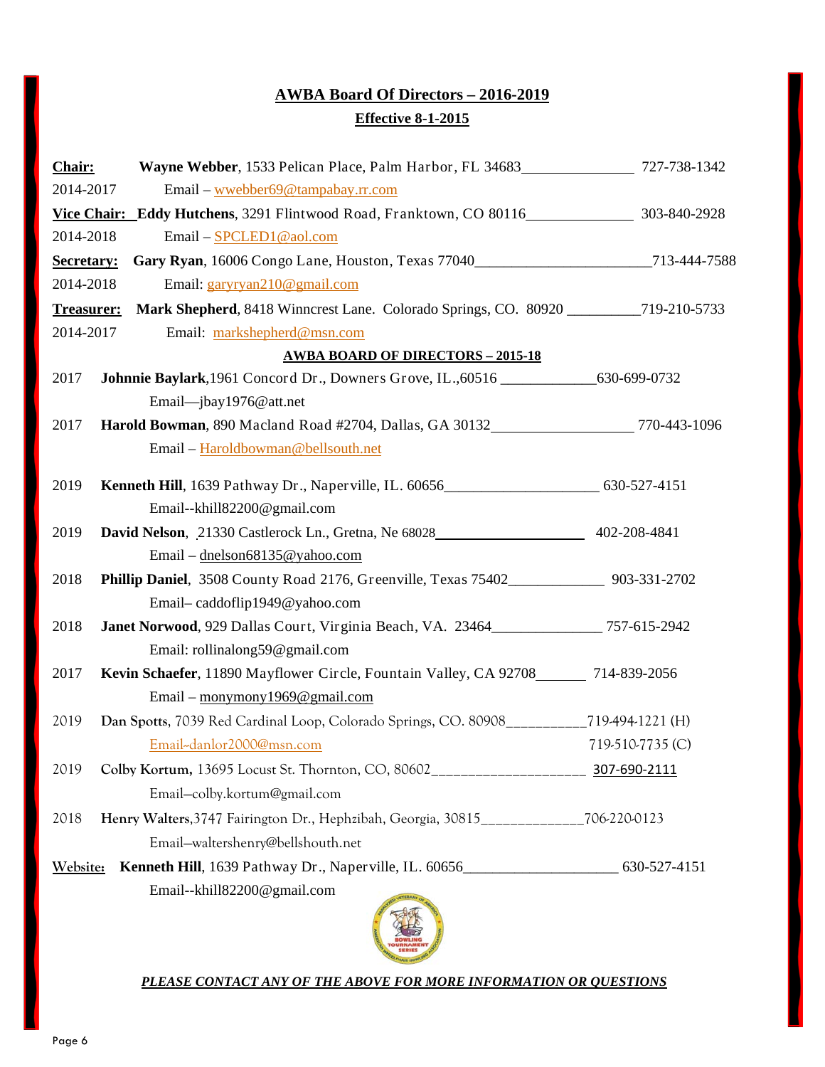## AWBA Board Of Directors – 2016-2019

### Effective 8-1-2015

**Chair:** **Wayne Webber**, 1533 Pelican Place, Palm Harbor, FL 34683_______________ 727-738-1342
2014-2017 Email – wwebber69@tampabay.rr.com

**Vice Chair:** **Eddy Hutchens**, 3291 Flintwood Road, Franktown, CO 80116______________ 303-840-2928
2014-2018 Email – SPCLED1@aol.com

**Secretary:** **Gary Ryan**, 16006 Congo Lane, Houston, Texas 77040_______________________713-444-7588
2014-2018 Email: garyryan210@gmail.com

**Treasurer:** **Mark Shepherd**, 8418 Winncrest Lane. Colorado Springs, CO. 80920 _________719-210-5733
2014-2017 Email: markshepherd@msn.com

### AWBA BOARD OF DIRECTORS – 2015-18

2017 **Johnnie Baylark**,1961 Concord Dr., Downers Grove, IL.,60516 ____________630-699-0732
Email—jbay1976@att.net

2017 **Harold Bowman**, 890 Macland Road #2704, Dallas, GA 30132__________________ 770-443-1096
Email – Haroldbowman@bellsouth.net

2019 **Kenneth Hill**, 1639 Pathway Dr., Naperville, IL. 60656____________________ 630-527-4151
Email--khill82200@gmail.com

2019 **David Nelson**, 21330 Castlerock Ln., Gretna, Ne 68028____________________ 402-208-4841
Email – dnelson68135@yahoo.com

2018 **Phillip Daniel**, 3508 County Road 2176, Greenville, Texas 75402____________ 903-331-2702
Email– caddoflip1949@yahoo.com

2018 **Janet Norwood**, 929 Dallas Court, Virginia Beach, VA. 23464______________ 757-615-2942
Email: rollinalong59@gmail.com

2017 **Kevin Schaefer**, 11890 Mayflower Circle, Fountain Valley, CA 92708______ 714-839-2056
Email – monymony1969@gmail.com

2019 **Dan Spotts**, 7039 Red Cardinal Loop, Colorado Springs, CO. 80908__________719-494-1221 (H)
Email–danlor2000@msn.com 719-510-7735 (C)

2019 **Colby Kortum,** 13695 Locust St. Thornton, CO, 80602____________________ 307-690-2111
Email–colby.kortum@gmail.com

2018 **Henry Walters**,3747 Fairington Dr., Hephzibah, Georgia, 30815_____________706-220-0123
Email–waltershenry@bellshouth.net

**Website:** **Kenneth Hill**, 1639 Pathway Dr., Naperville, IL. 60656____________________ 630-527-4151
Email--khill82200@gmail.com

***PLEASE CONTACT ANY OF THE ABOVE FOR MORE INFORMATION OR QUESTIONS***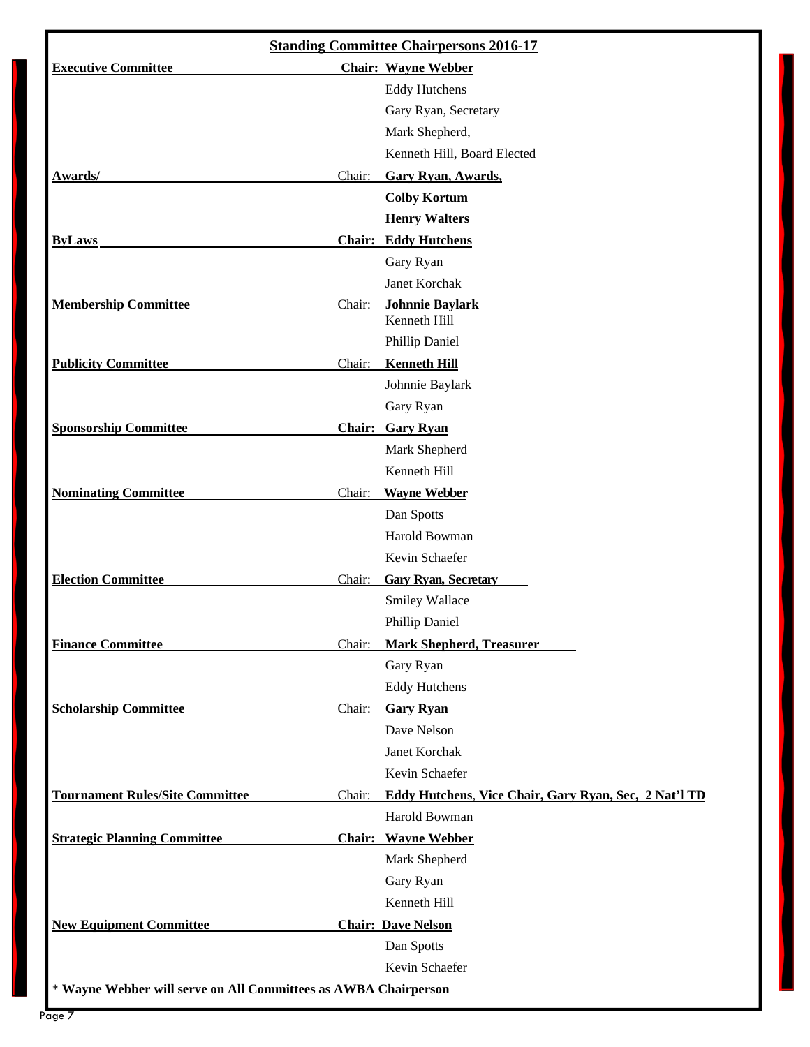## Standing Committee Chairpersons 2016-17

| Committee | | Members |
|---|---|---|
| **Executive Committee** | **Chair:** | **Wayne Webber** |
| | | Eddy Hutchens |
| | | Gary Ryan, Secretary |
| | | Mark Shepherd, |
| | | Kenneth Hill, Board Elected |
| **Awards/** | Chair: | **Gary Ryan, Awards,** |
| | | **Colby Kortum** |
| | | **Henry Walters** |
| **ByLaws** | **Chair:** | **Eddy Hutchens** |
| | | Gary Ryan |
| | | Janet Korchak |
| **Membership Committee** | Chair: | **Johnnie Baylark** |
| | | Kenneth Hill |
| | | Phillip Daniel |
| **Publicity Committee** | Chair: | **Kenneth Hill** |
| | | Johnnie Baylark |
| | | Gary Ryan |
| **Sponsorship Committee** | **Chair:** | **Gary Ryan** |
| | | Mark Shepherd |
| | | Kenneth Hill |
| **Nominating Committee** | Chair: | **Wayne Webber** |
| | | Dan Spotts |
| | | Harold Bowman |
| | | Kevin Schaefer |
| **Election Committee** | Chair: | **Gary Ryan, Secretary** |
| | | Smiley Wallace |
| | | Phillip Daniel |
| **Finance Committee** | Chair: | **Mark Shepherd, Treasurer** |
| | | Gary Ryan |
| | | Eddy Hutchens |
| **Scholarship Committee** | Chair: | **Gary Ryan** |
| | | Dave Nelson |
| | | Janet Korchak |
| | | Kevin Schaefer |
| **Tournament Rules/Site Committee** | Chair: | **Eddy Hutchens, Vice Chair, Gary Ryan, Sec, 2 Nat'l TD** |
| | | Harold Bowman |
| **Strategic Planning Committee** | **Chair:** | **Wayne Webber** |
| | | Mark Shepherd |
| | | Gary Ryan |
| | | Kenneth Hill |
| **New Equipment Committee** | **Chair:** | **Dave Nelson** |
| | | Dan Spotts |
| | | Kevin Schaefer |

\* **Wayne Webber will serve on All Committees as AWBA Chairperson**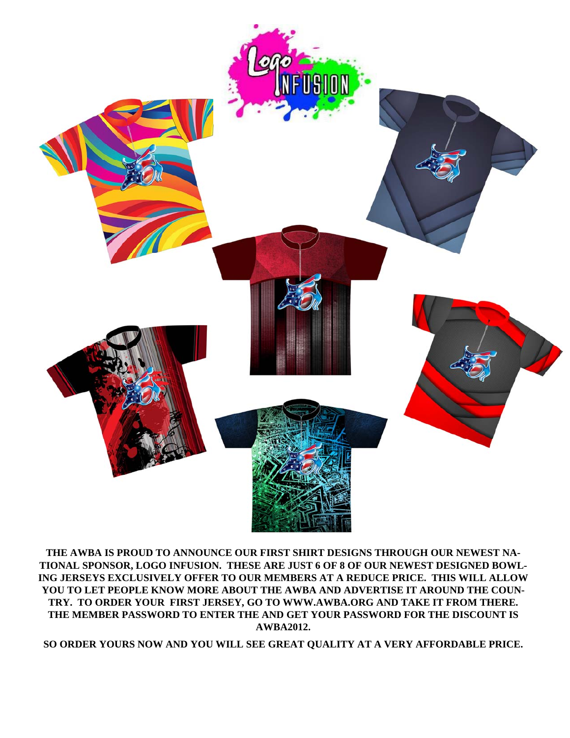**THE AWBA IS PROUD TO ANNOUNCE OUR FIRST SHIRT DESIGNS THROUGH OUR NEWEST NATIONAL SPONSOR, LOGO INFUSION. THESE ARE JUST 6 OF 8 OF OUR NEWEST DESIGNED BOWLING JERSEYS EXCLUSIVELY OFFER TO OUR MEMBERS AT A REDUCE PRICE. THIS WILL ALLOW YOU TO LET PEOPLE KNOW MORE ABOUT THE AWBA AND ADVERTISE IT AROUND THE COUNTRY. TO ORDER YOUR FIRST JERSEY, GO TO WWW.AWBA.ORG AND TAKE IT FROM THERE. THE MEMBER PASSWORD TO ENTER THE AND GET YOUR PASSWORD FOR THE DISCOUNT IS AWBA2012.**

**SO ORDER YOURS NOW AND YOU WILL SEE GREAT QUALITY AT A VERY AFFORDABLE PRICE.**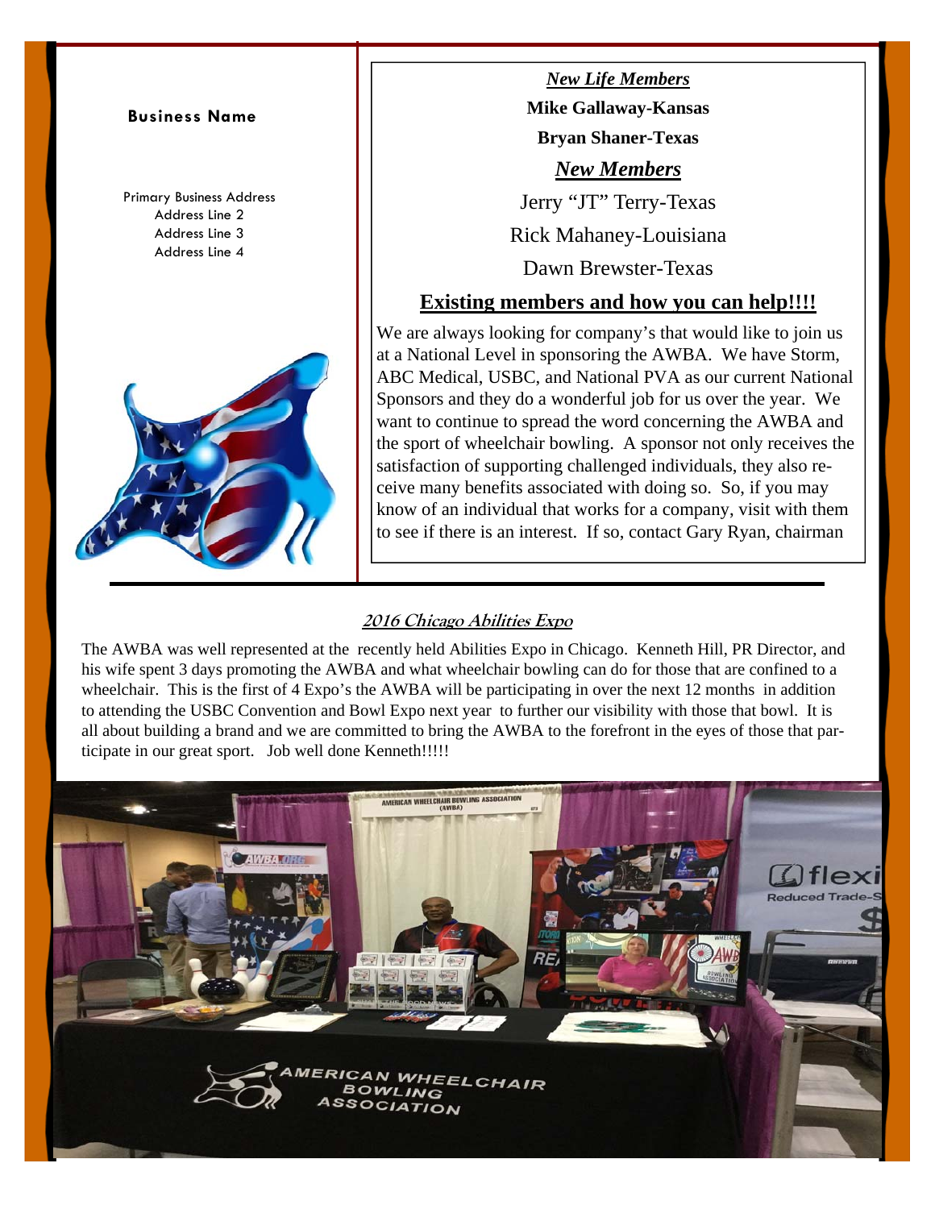**Business Name**

Primary Business Address
Address Line 2
Address Line 3
Address Line 4

***New Life Members***

**Mike Gallaway-Kansas**

**Bryan Shaner-Texas**

***New Members***

Jerry "JT" Terry-Texas

Rick Mahaney-Louisiana

Dawn Brewster-Texas

## Existing members and how you can help!!!!

We are always looking for company's that would like to join us at a National Level in sponsoring the AWBA. We have Storm, ABC Medical, USBC, and National PVA as our current National Sponsors and they do a wonderful job for us over the year. We want to continue to spread the word concerning the AWBA and the sport of wheelchair bowling. A sponsor not only receives the satisfaction of supporting challenged individuals, they also receive many benefits associated with doing so. So, if you may know of an individual that works for a company, visit with them to see if there is an interest. If so, contact Gary Ryan, chairman

## *2016 Chicago Abilities Expo*

The AWBA was well represented at the recently held Abilities Expo in Chicago. Kenneth Hill, PR Director, and his wife spent 3 days promoting the AWBA and what wheelchair bowling can do for those that are confined to a wheelchair. This is the first of 4 Expo's the AWBA will be participating in over the next 12 months in addition to attending the USBC Convention and Bowl Expo next year to further our visibility with those that bowl. It is all about building a brand and we are committed to bring the AWBA to the forefront in the eyes of those that participate in our great sport. Job well done Kenneth!!!!!